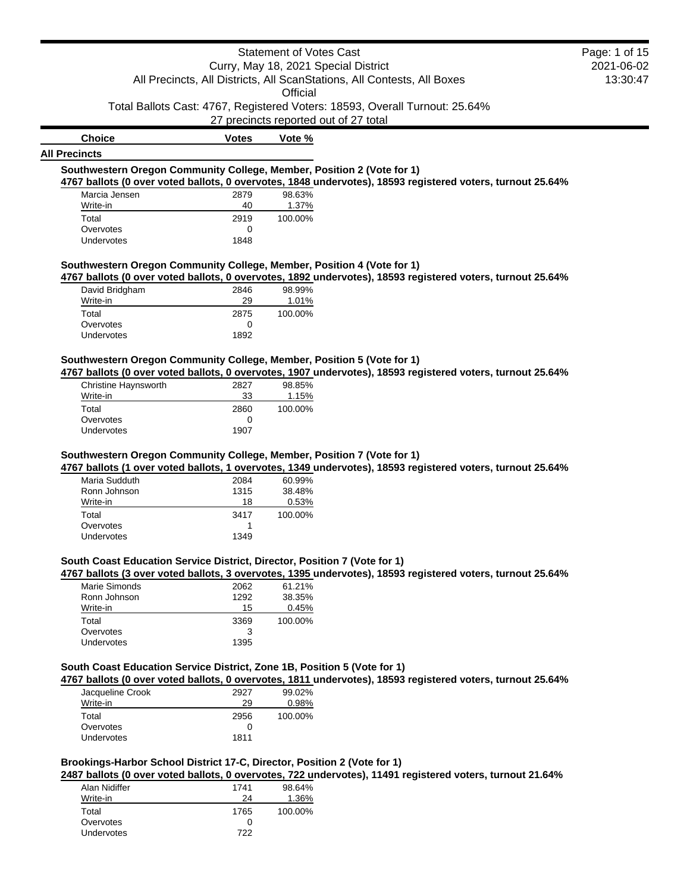# Statement of Votes Cast

Curry, May 18, 2021 Special District

All Precincts, All Districts, All ScanStations, All Contests, All Boxes

Official

Total Ballots Cast: 4767, Registered Voters: 18593, Overall Turnout: 25.64%

27 precincts reported out of 27 total

| Choice | Votes | Vote % |
|---|---|---|

## All Precincts

### Southwestern Oregon Community College, Member, Position 2 (Vote for 1)

**4767 ballots (0 over voted ballots, 0 overvotes, 1848 undervotes), 18593 registered voters, turnout 25.64%**

| Choice | Votes | Vote % |
|---|---|---|
| Marcia Jensen | 2879 | 98.63% |
| Write-in | 40 | 1.37% |
| Total | 2919 | 100.00% |
| Overvotes | 0 | |
| Undervotes | 1848 | |

### Southwestern Oregon Community College, Member, Position 4 (Vote for 1)

**4767 ballots (0 over voted ballots, 0 overvotes, 1892 undervotes), 18593 registered voters, turnout 25.64%**

| Choice | Votes | Vote % |
|---|---|---|
| David Bridgham | 2846 | 98.99% |
| Write-in | 29 | 1.01% |
| Total | 2875 | 100.00% |
| Overvotes | 0 | |
| Undervotes | 1892 | |

### Southwestern Oregon Community College, Member, Position 5 (Vote for 1)

**4767 ballots (0 over voted ballots, 0 overvotes, 1907 undervotes), 18593 registered voters, turnout 25.64%**

| Choice | Votes | Vote % |
|---|---|---|
| Christine Haynsworth | 2827 | 98.85% |
| Write-in | 33 | 1.15% |
| Total | 2860 | 100.00% |
| Overvotes | 0 | |
| Undervotes | 1907 | |

### Southwestern Oregon Community College, Member, Position 7 (Vote for 1)

**4767 ballots (1 over voted ballots, 1 overvotes, 1349 undervotes), 18593 registered voters, turnout 25.64%**

| Choice | Votes | Vote % |
|---|---|---|
| Maria Sudduth | 2084 | 60.99% |
| Ronn Johnson | 1315 | 38.48% |
| Write-in | 18 | 0.53% |
| Total | 3417 | 100.00% |
| Overvotes | 1 | |
| Undervotes | 1349 | |

### South Coast Education Service District, Director, Position 7 (Vote for 1)

**4767 ballots (3 over voted ballots, 3 overvotes, 1395 undervotes), 18593 registered voters, turnout 25.64%**

| Choice | Votes | Vote % |
|---|---|---|
| Marie Simonds | 2062 | 61.21% |
| Ronn Johnson | 1292 | 38.35% |
| Write-in | 15 | 0.45% |
| Total | 3369 | 100.00% |
| Overvotes | 3 | |
| Undervotes | 1395 | |

### South Coast Education Service District, Zone 1B, Position 5 (Vote for 1)

**4767 ballots (0 over voted ballots, 0 overvotes, 1811 undervotes), 18593 registered voters, turnout 25.64%**

| Choice | Votes | Vote % |
|---|---|---|
| Jacqueline Crook | 2927 | 99.02% |
| Write-in | 29 | 0.98% |
| Total | 2956 | 100.00% |
| Overvotes | 0 | |
| Undervotes | 1811 | |

### Brookings-Harbor School District 17-C, Director, Position 2 (Vote for 1)

**2487 ballots (0 over voted ballots, 0 overvotes, 722 undervotes), 11491 registered voters, turnout 21.64%**

| Choice | Votes | Vote % |
|---|---|---|
| Alan Nidiffer | 1741 | 98.64% |
| Write-in | 24 | 1.36% |
| Total | 1765 | 100.00% |
| Overvotes | 0 | |
| Undervotes | 722 | |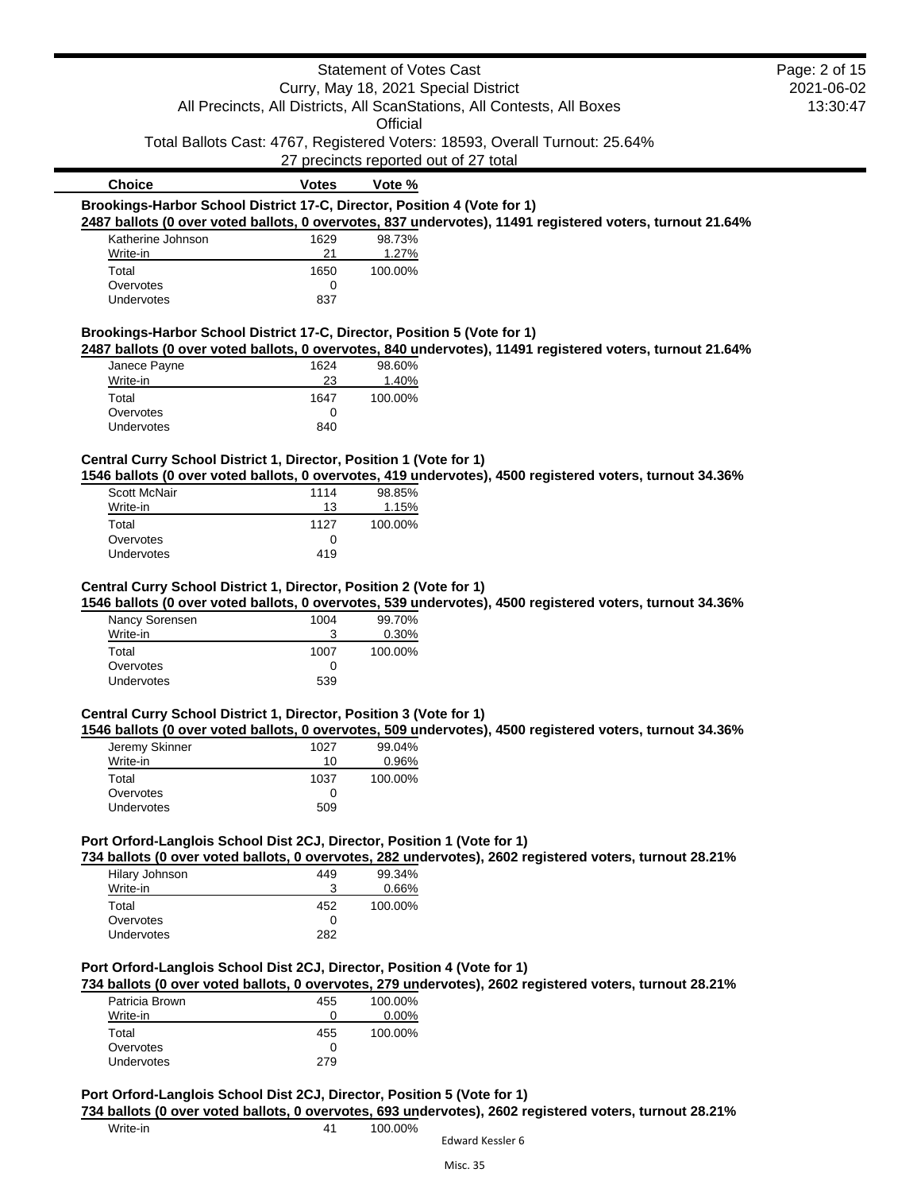Statement of Votes Cast
Curry, May 18, 2021 Special District
All Precincts, All Districts, All ScanStations, All Contests, All Boxes
Official
Total Ballots Cast: 4767, Registered Voters: 18593, Overall Turnout: 25.64%
27 precincts reported out of 27 total

2021-06-02
13:30:47

### Brookings-Harbor School District 17-C, Director, Position 4 (Vote for 1)

**2487 ballots (0 over voted ballots, 0 overvotes, 837 undervotes), 11491 registered voters, turnout 21.64%**

| Choice | Votes | Vote % |
|---|---|---|
| Katherine Johnson | 1629 | 98.73% |
| Write-in | 21 | 1.27% |
| Total | 1650 | 100.00% |
| Overvotes | 0 | |
| Undervotes | 837 | |

### Brookings-Harbor School District 17-C, Director, Position 5 (Vote for 1)

**2487 ballots (0 over voted ballots, 0 overvotes, 840 undervotes), 11491 registered voters, turnout 21.64%**

| Choice | Votes | Vote % |
|---|---|---|
| Janece Payne | 1624 | 98.60% |
| Write-in | 23 | 1.40% |
| Total | 1647 | 100.00% |
| Overvotes | 0 | |
| Undervotes | 840 | |

### Central Curry School District 1, Director, Position 1 (Vote for 1)

**1546 ballots (0 over voted ballots, 0 overvotes, 419 undervotes), 4500 registered voters, turnout 34.36%**

| Choice | Votes | Vote % |
|---|---|---|
| Scott McNair | 1114 | 98.85% |
| Write-in | 13 | 1.15% |
| Total | 1127 | 100.00% |
| Overvotes | 0 | |
| Undervotes | 419 | |

### Central Curry School District 1, Director, Position 2 (Vote for 1)

**1546 ballots (0 over voted ballots, 0 overvotes, 539 undervotes), 4500 registered voters, turnout 34.36%**

| Choice | Votes | Vote % |
|---|---|---|
| Nancy Sorensen | 1004 | 99.70% |
| Write-in | 3 | 0.30% |
| Total | 1007 | 100.00% |
| Overvotes | 0 | |
| Undervotes | 539 | |

### Central Curry School District 1, Director, Position 3 (Vote for 1)

**1546 ballots (0 over voted ballots, 0 overvotes, 509 undervotes), 4500 registered voters, turnout 34.36%**

| Choice | Votes | Vote % |
|---|---|---|
| Jeremy Skinner | 1027 | 99.04% |
| Write-in | 10 | 0.96% |
| Total | 1037 | 100.00% |
| Overvotes | 0 | |
| Undervotes | 509 | |

### Port Orford-Langlois School Dist 2CJ, Director, Position 1 (Vote for 1)

**734 ballots (0 over voted ballots, 0 overvotes, 282 undervotes), 2602 registered voters, turnout 28.21%**

| Choice | Votes | Vote % |
|---|---|---|
| Hilary Johnson | 449 | 99.34% |
| Write-in | 3 | 0.66% |
| Total | 452 | 100.00% |
| Overvotes | 0 | |
| Undervotes | 282 | |

### Port Orford-Langlois School Dist 2CJ, Director, Position 4 (Vote for 1)

**734 ballots (0 over voted ballots, 0 overvotes, 279 undervotes), 2602 registered voters, turnout 28.21%**

| Choice | Votes | Vote % |
|---|---|---|
| Patricia Brown | 455 | 100.00% |
| Write-in | 0 | 0.00% |
| Total | 455 | 100.00% |
| Overvotes | 0 | |
| Undervotes | 279 | |

### Port Orford-Langlois School Dist 2CJ, Director, Position 5 (Vote for 1)

**734 ballots (0 over voted ballots, 0 overvotes, 693 undervotes), 2602 registered voters, turnout 28.21%**

| Choice | Votes | Vote % |
|---|---|---|
| Write-in | 41 | 100.00% |

Edward Kessler 6

Misc. 35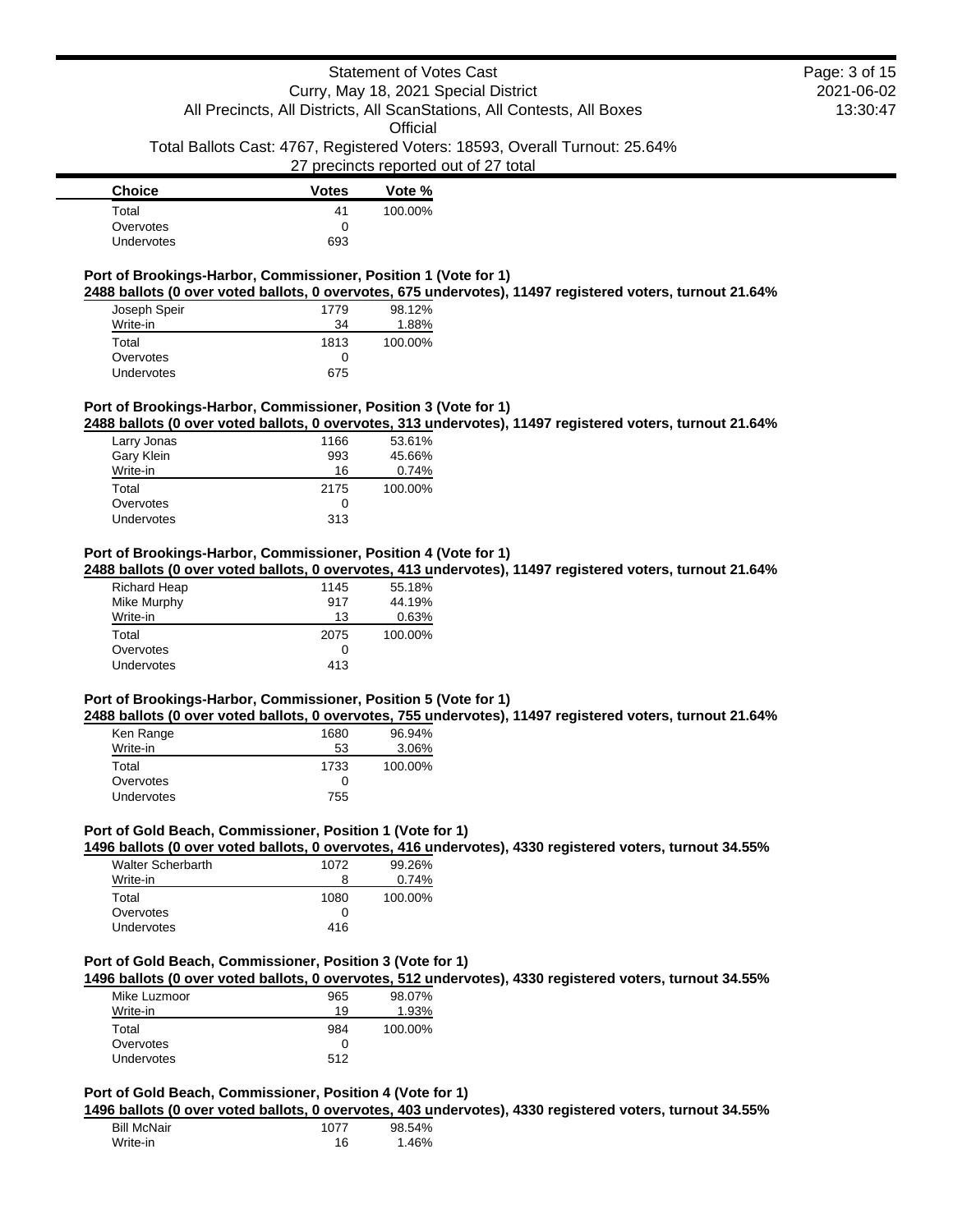| Choice | Votes | Vote % |
|---|---|---|
| Total | 41 | 100.00% |
| Overvotes | 0 | |
| Undervotes | 693 | |

**Port of Brookings-Harbor, Commissioner, Position 1 (Vote for 1)**

**2488 ballots (0 over voted ballots, 0 overvotes, 675 undervotes), 11497 registered voters, turnout 21.64%**

| Choice | Votes | Vote % |
|---|---|---|
| Joseph Speir | 1779 | 98.12% |
| Write-in | 34 | 1.88% |
| Total | 1813 | 100.00% |
| Overvotes | 0 | |
| Undervotes | 675 | |

**Port of Brookings-Harbor, Commissioner, Position 3 (Vote for 1)**

**2488 ballots (0 over voted ballots, 0 overvotes, 313 undervotes), 11497 registered voters, turnout 21.64%**

| Choice | Votes | Vote % |
|---|---|---|
| Larry Jonas | 1166 | 53.61% |
| Gary Klein | 993 | 45.66% |
| Write-in | 16 | 0.74% |
| Total | 2175 | 100.00% |
| Overvotes | 0 | |
| Undervotes | 313 | |

**Port of Brookings-Harbor, Commissioner, Position 4 (Vote for 1)**

**2488 ballots (0 over voted ballots, 0 overvotes, 413 undervotes), 11497 registered voters, turnout 21.64%**

| Choice | Votes | Vote % |
|---|---|---|
| Richard Heap | 1145 | 55.18% |
| Mike Murphy | 917 | 44.19% |
| Write-in | 13 | 0.63% |
| Total | 2075 | 100.00% |
| Overvotes | 0 | |
| Undervotes | 413 | |

**Port of Brookings-Harbor, Commissioner, Position 5 (Vote for 1)**

**2488 ballots (0 over voted ballots, 0 overvotes, 755 undervotes), 11497 registered voters, turnout 21.64%**

| Choice | Votes | Vote % |
|---|---|---|
| Ken Range | 1680 | 96.94% |
| Write-in | 53 | 3.06% |
| Total | 1733 | 100.00% |
| Overvotes | 0 | |
| Undervotes | 755 | |

**Port of Gold Beach, Commissioner, Position 1 (Vote for 1)**

**1496 ballots (0 over voted ballots, 0 overvotes, 416 undervotes), 4330 registered voters, turnout 34.55%**

| Choice | Votes | Vote % |
|---|---|---|
| Walter Scherbarth | 1072 | 99.26% |
| Write-in | 8 | 0.74% |
| Total | 1080 | 100.00% |
| Overvotes | 0 | |
| Undervotes | 416 | |

**Port of Gold Beach, Commissioner, Position 3 (Vote for 1)**

**1496 ballots (0 over voted ballots, 0 overvotes, 512 undervotes), 4330 registered voters, turnout 34.55%**

| Choice | Votes | Vote % |
|---|---|---|
| Mike Luzmoor | 965 | 98.07% |
| Write-in | 19 | 1.93% |
| Total | 984 | 100.00% |
| Overvotes | 0 | |
| Undervotes | 512 | |

**Port of Gold Beach, Commissioner, Position 4 (Vote for 1)**

**1496 ballots (0 over voted ballots, 0 overvotes, 403 undervotes), 4330 registered voters, turnout 34.55%**

| Choice | Votes | Vote % |
|---|---|---|
| Bill McNair | 1077 | 98.54% |
| Write-in | 16 | 1.46% |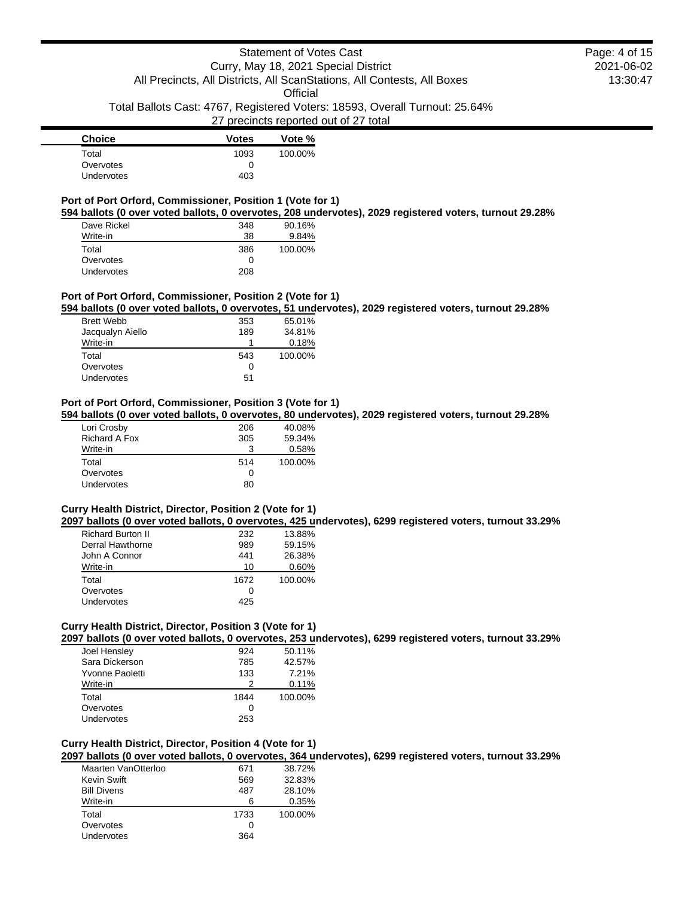| Choice | Votes | Vote % |
|---|---|---|
| Total | 1093 | 100.00% |
| Overvotes | 0 | |
| Undervotes | 403 | |

### Port of Port Orford, Commissioner, Position 1 (Vote for 1)

**594 ballots (0 over voted ballots, 0 overvotes, 208 undervotes), 2029 registered voters, turnout 29.28%**

| Choice | Votes | Vote % |
|---|---|---|
| Dave Rickel | 348 | 90.16% |
| Write-in | 38 | 9.84% |
| Total | 386 | 100.00% |
| Overvotes | 0 | |
| Undervotes | 208 | |

### Port of Port Orford, Commissioner, Position 2 (Vote for 1)

**594 ballots (0 over voted ballots, 0 overvotes, 51 undervotes), 2029 registered voters, turnout 29.28%**

| Choice | Votes | Vote % |
|---|---|---|
| Brett Webb | 353 | 65.01% |
| Jacqualyn Aiello | 189 | 34.81% |
| Write-in | 1 | 0.18% |
| Total | 543 | 100.00% |
| Overvotes | 0 | |
| Undervotes | 51 | |

### Port of Port Orford, Commissioner, Position 3 (Vote for 1)

**594 ballots (0 over voted ballots, 0 overvotes, 80 undervotes), 2029 registered voters, turnout 29.28%**

| Choice | Votes | Vote % |
|---|---|---|
| Lori Crosby | 206 | 40.08% |
| Richard A Fox | 305 | 59.34% |
| Write-in | 3 | 0.58% |
| Total | 514 | 100.00% |
| Overvotes | 0 | |
| Undervotes | 80 | |

### Curry Health District, Director, Position 2 (Vote for 1)

**2097 ballots (0 over voted ballots, 0 overvotes, 425 undervotes), 6299 registered voters, turnout 33.29%**

| Choice | Votes | Vote % |
|---|---|---|
| Richard Burton II | 232 | 13.88% |
| Derral Hawthorne | 989 | 59.15% |
| John A Connor | 441 | 26.38% |
| Write-in | 10 | 0.60% |
| Total | 1672 | 100.00% |
| Overvotes | 0 | |
| Undervotes | 425 | |

### Curry Health District, Director, Position 3 (Vote for 1)

**2097 ballots (0 over voted ballots, 0 overvotes, 253 undervotes), 6299 registered voters, turnout 33.29%**

| Choice | Votes | Vote % |
|---|---|---|
| Joel Hensley | 924 | 50.11% |
| Sara Dickerson | 785 | 42.57% |
| Yvonne Paoletti | 133 | 7.21% |
| Write-in | 2 | 0.11% |
| Total | 1844 | 100.00% |
| Overvotes | 0 | |
| Undervotes | 253 | |

### Curry Health District, Director, Position 4 (Vote for 1)

**2097 ballots (0 over voted ballots, 0 overvotes, 364 undervotes), 6299 registered voters, turnout 33.29%**

| Choice | Votes | Vote % |
|---|---|---|
| Maarten VanOtterloo | 671 | 38.72% |
| Kevin Swift | 569 | 32.83% |
| Bill Divens | 487 | 28.10% |
| Write-in | 6 | 0.35% |
| Total | 1733 | 100.00% |
| Overvotes | 0 | |
| Undervotes | 364 | |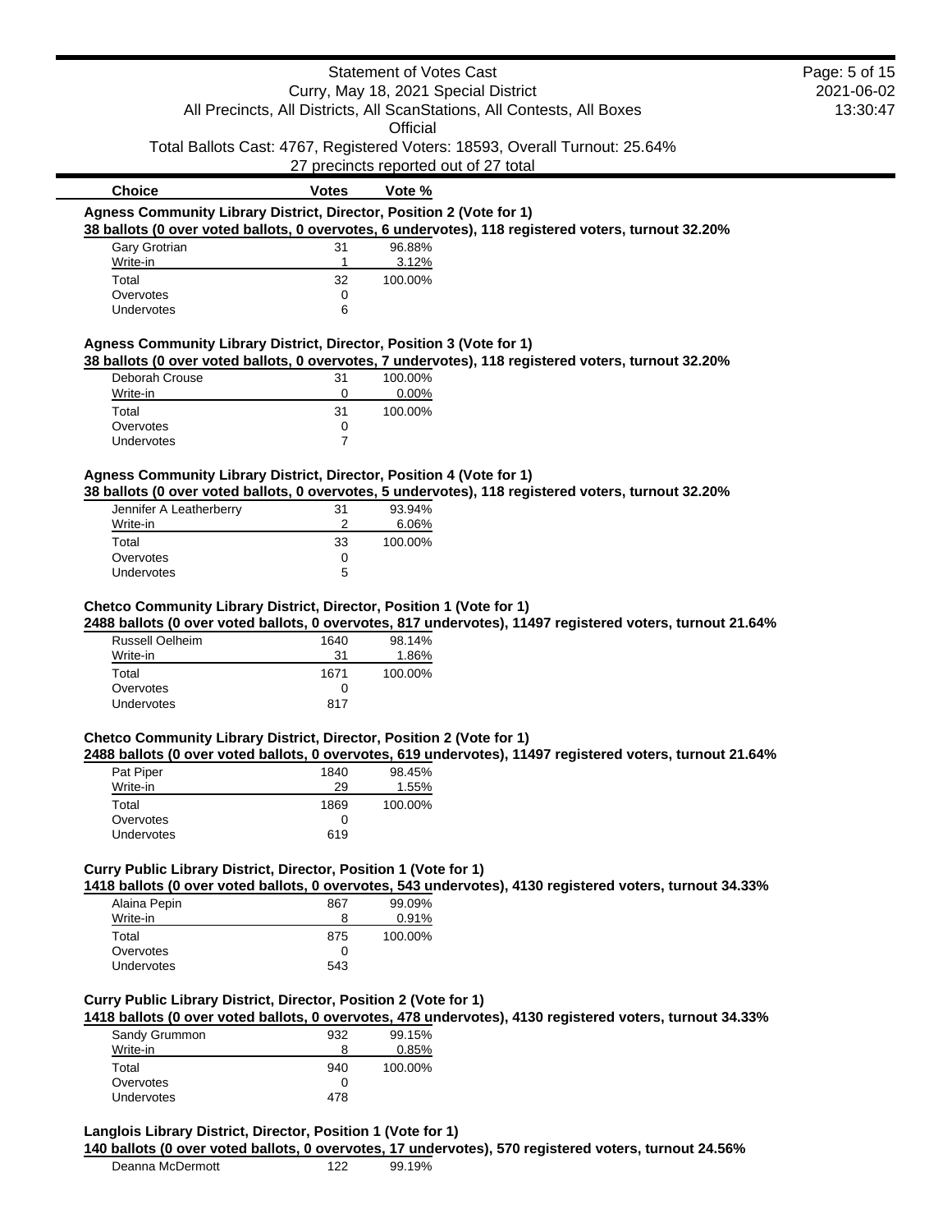# Statement of Votes Cast

Curry, May 18, 2021 Special District

All Precincts, All Districts, All ScanStations, All Contests, All Boxes

Official

Total Ballots Cast: 4767, Registered Voters: 18593, Overall Turnout: 25.64%

27 precincts reported out of 27 total

### Agness Community Library District, Director, Position 2 (Vote for 1)

**38 ballots (0 over voted ballots, 0 overvotes, 6 undervotes), 118 registered voters, turnout 32.20%**

| Choice | Votes | Vote % |
|---|---|---|
| Gary Grotrian | 31 | 96.88% |
| Write-in | 1 | 3.12% |
| Total | 32 | 100.00% |
| Overvotes | 0 | |
| Undervotes | 6 | |

### Agness Community Library District, Director, Position 3 (Vote for 1)

**38 ballots (0 over voted ballots, 0 overvotes, 7 undervotes), 118 registered voters, turnout 32.20%**

| Choice | Votes | Vote % |
|---|---|---|
| Deborah Crouse | 31 | 100.00% |
| Write-in | 0 | 0.00% |
| Total | 31 | 100.00% |
| Overvotes | 0 | |
| Undervotes | 7 | |

### Agness Community Library District, Director, Position 4 (Vote for 1)

**38 ballots (0 over voted ballots, 0 overvotes, 5 undervotes), 118 registered voters, turnout 32.20%**

| Choice | Votes | Vote % |
|---|---|---|
| Jennifer A Leatherberry | 31 | 93.94% |
| Write-in | 2 | 6.06% |
| Total | 33 | 100.00% |
| Overvotes | 0 | |
| Undervotes | 5 | |

### Chetco Community Library District, Director, Position 1 (Vote for 1)

**2488 ballots (0 over voted ballots, 0 overvotes, 817 undervotes), 11497 registered voters, turnout 21.64%**

| Choice | Votes | Vote % |
|---|---|---|
| Russell Oelheim | 1640 | 98.14% |
| Write-in | 31 | 1.86% |
| Total | 1671 | 100.00% |
| Overvotes | 0 | |
| Undervotes | 817 | |

### Chetco Community Library District, Director, Position 2 (Vote for 1)

**2488 ballots (0 over voted ballots, 0 overvotes, 619 undervotes), 11497 registered voters, turnout 21.64%**

| Choice | Votes | Vote % |
|---|---|---|
| Pat Piper | 1840 | 98.45% |
| Write-in | 29 | 1.55% |
| Total | 1869 | 100.00% |
| Overvotes | 0 | |
| Undervotes | 619 | |

### Curry Public Library District, Director, Position 1 (Vote for 1)

**1418 ballots (0 over voted ballots, 0 overvotes, 543 undervotes), 4130 registered voters, turnout 34.33%**

| Choice | Votes | Vote % |
|---|---|---|
| Alaina Pepin | 867 | 99.09% |
| Write-in | 8 | 0.91% |
| Total | 875 | 100.00% |
| Overvotes | 0 | |
| Undervotes | 543 | |

### Curry Public Library District, Director, Position 2 (Vote for 1)

**1418 ballots (0 over voted ballots, 0 overvotes, 478 undervotes), 4130 registered voters, turnout 34.33%**

| Choice | Votes | Vote % |
|---|---|---|
| Sandy Grummon | 932 | 99.15% |
| Write-in | 8 | 0.85% |
| Total | 940 | 100.00% |
| Overvotes | 0 | |
| Undervotes | 478 | |

### Langlois Library District, Director, Position 1 (Vote for 1)

**140 ballots (0 over voted ballots, 0 overvotes, 17 undervotes), 570 registered voters, turnout 24.56%**

| Choice | Votes | Vote % |
|---|---|---|
| Deanna McDermott | 122 | 99.19% |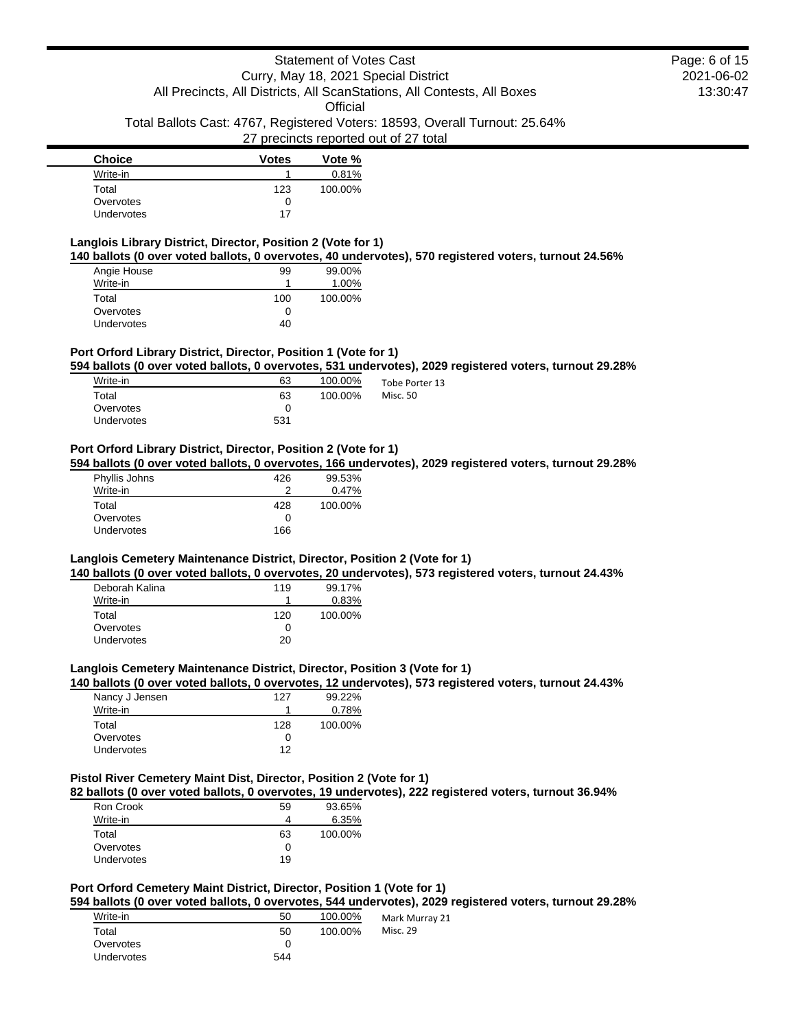| Choice | Votes | Vote % |
|---|---|---|
| Write-in | 1 | 0.81% |
| Total | 123 | 100.00% |
| Overvotes | 0 | |
| Undervotes | 17 | |

### Langlois Library District, Director, Position 2 (Vote for 1)

**140 ballots (0 over voted ballots, 0 overvotes, 40 undervotes), 570 registered voters, turnout 24.56%**

| Choice | Votes | Vote % |
|---|---|---|
| Angie House | 99 | 99.00% |
| Write-in | 1 | 1.00% |
| Total | 100 | 100.00% |
| Overvotes | 0 | |
| Undervotes | 40 | |

### Port Orford Library District, Director, Position 1 (Vote for 1)

**594 ballots (0 over voted ballots, 0 overvotes, 531 undervotes), 2029 registered voters, turnout 29.28%**

| Choice | Votes | Vote % | |
|---|---|---|---|
| Write-in | 63 | 100.00% | Tobe Porter 13 |
| Total | 63 | 100.00% | Misc. 50 |
| Overvotes | 0 | | |
| Undervotes | 531 | | |

### Port Orford Library District, Director, Position 2 (Vote for 1)

**594 ballots (0 over voted ballots, 0 overvotes, 166 undervotes), 2029 registered voters, turnout 29.28%**

| Choice | Votes | Vote % |
|---|---|---|
| Phyllis Johns | 426 | 99.53% |
| Write-in | 2 | 0.47% |
| Total | 428 | 100.00% |
| Overvotes | 0 | |
| Undervotes | 166 | |

### Langlois Cemetery Maintenance District, Director, Position 2 (Vote for 1)

**140 ballots (0 over voted ballots, 0 overvotes, 20 undervotes), 573 registered voters, turnout 24.43%**

| Choice | Votes | Vote % |
|---|---|---|
| Deborah Kalina | 119 | 99.17% |
| Write-in | 1 | 0.83% |
| Total | 120 | 100.00% |
| Overvotes | 0 | |
| Undervotes | 20 | |

### Langlois Cemetery Maintenance District, Director, Position 3 (Vote for 1)

**140 ballots (0 over voted ballots, 0 overvotes, 12 undervotes), 573 registered voters, turnout 24.43%**

| Choice | Votes | Vote % |
|---|---|---|
| Nancy J Jensen | 127 | 99.22% |
| Write-in | 1 | 0.78% |
| Total | 128 | 100.00% |
| Overvotes | 0 | |
| Undervotes | 12 | |

### Pistol River Cemetery Maint Dist, Director, Position 2 (Vote for 1)

**82 ballots (0 over voted ballots, 0 overvotes, 19 undervotes), 222 registered voters, turnout 36.94%**

| Choice | Votes | Vote % |
|---|---|---|
| Ron Crook | 59 | 93.65% |
| Write-in | 4 | 6.35% |
| Total | 63 | 100.00% |
| Overvotes | 0 | |
| Undervotes | 19 | |

### Port Orford Cemetery Maint District, Director, Position 1 (Vote for 1)

**594 ballots (0 over voted ballots, 0 overvotes, 544 undervotes), 2029 registered voters, turnout 29.28%**

| Choice | Votes | Vote % | |
|---|---|---|---|
| Write-in | 50 | 100.00% | Mark Murray 21 |
| Total | 50 | 100.00% | Misc. 29 |
| Overvotes | 0 | | |
| Undervotes | 544 | | |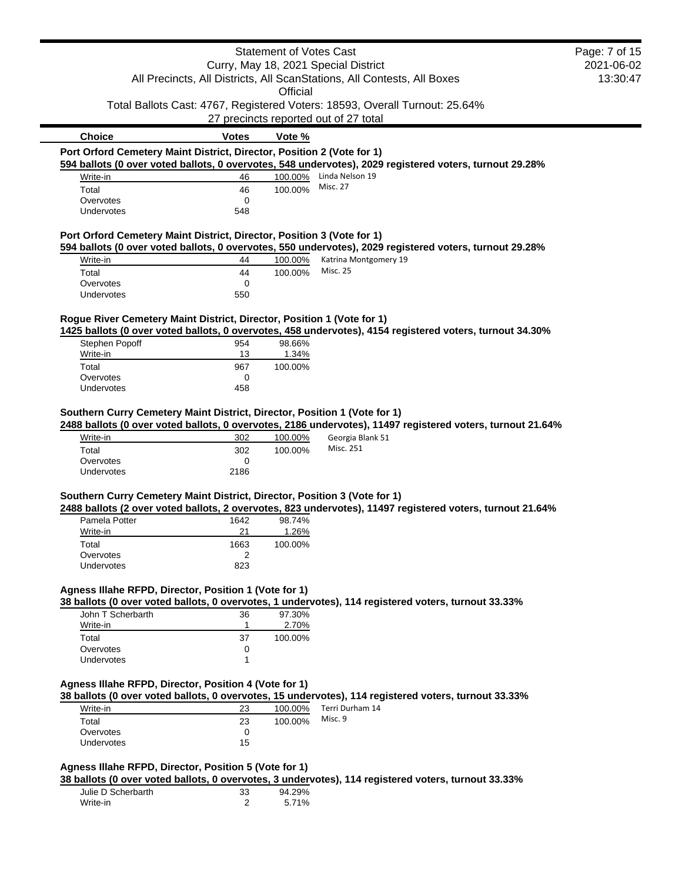# Statement of Votes Cast

Curry, May 18, 2021 Special District

All Precincts, All Districts, All ScanStations, All Contests, All Boxes

Official

Total Ballots Cast: 4767, Registered Voters: 18593, Overall Turnout: 25.64%

27 precincts reported out of 27 total

### Port Orford Cemetery Maint District, Director, Position 2 (Vote for 1)

**594 ballots (0 over voted ballots, 0 overvotes, 548 undervotes), 2029 registered voters, turnout 29.28%**

| Choice | Votes | Vote % | |
|---|---|---|---|
| Write-in | 46 | 100.00% | Linda Nelson 19 |
| Total | 46 | 100.00% | Misc. 27 |
| Overvotes | 0 | | |
| Undervotes | 548 | | |

### Port Orford Cemetery Maint District, Director, Position 3 (Vote for 1)

**594 ballots (0 over voted ballots, 0 overvotes, 550 undervotes), 2029 registered voters, turnout 29.28%**

| Choice | Votes | Vote % | |
|---|---|---|---|
| Write-in | 44 | 100.00% | Katrina Montgomery 19 |
| Total | 44 | 100.00% | Misc. 25 |
| Overvotes | 0 | | |
| Undervotes | 550 | | |

### Rogue River Cemetery Maint District, Director, Position 1 (Vote for 1)

**1425 ballots (0 over voted ballots, 0 overvotes, 458 undervotes), 4154 registered voters, turnout 34.30%**

| Choice | Votes | Vote % |
|---|---|---|
| Stephen Popoff | 954 | 98.66% |
| Write-in | 13 | 1.34% |
| Total | 967 | 100.00% |
| Overvotes | 0 | |
| Undervotes | 458 | |

### Southern Curry Cemetery Maint District, Director, Position 1 (Vote for 1)

**2488 ballots (0 over voted ballots, 0 overvotes, 2186 undervotes), 11497 registered voters, turnout 21.64%**

| Choice | Votes | Vote % | |
|---|---|---|---|
| Write-in | 302 | 100.00% | Georgia Blank 51 |
| Total | 302 | 100.00% | Misc. 251 |
| Overvotes | 0 | | |
| Undervotes | 2186 | | |

### Southern Curry Cemetery Maint District, Director, Position 3 (Vote for 1)

**2488 ballots (2 over voted ballots, 2 overvotes, 823 undervotes), 11497 registered voters, turnout 21.64%**

| Choice | Votes | Vote % |
|---|---|---|
| Pamela Potter | 1642 | 98.74% |
| Write-in | 21 | 1.26% |
| Total | 1663 | 100.00% |
| Overvotes | 2 | |
| Undervotes | 823 | |

### Agness Illahe RFPD, Director, Position 1 (Vote for 1)

**38 ballots (0 over voted ballots, 0 overvotes, 1 undervotes), 114 registered voters, turnout 33.33%**

| Choice | Votes | Vote % |
|---|---|---|
| John T Scherbarth | 36 | 97.30% |
| Write-in | 1 | 2.70% |
| Total | 37 | 100.00% |
| Overvotes | 0 | |
| Undervotes | 1 | |

### Agness Illahe RFPD, Director, Position 4 (Vote for 1)

**38 ballots (0 over voted ballots, 0 overvotes, 15 undervotes), 114 registered voters, turnout 33.33%**

| Choice | Votes | Vote % | |
|---|---|---|---|
| Write-in | 23 | 100.00% | Terri Durham 14 |
| Total | 23 | 100.00% | Misc. 9 |
| Overvotes | 0 | | |
| Undervotes | 15 | | |

### Agness Illahe RFPD, Director, Position 5 (Vote for 1)

**38 ballots (0 over voted ballots, 0 overvotes, 3 undervotes), 114 registered voters, turnout 33.33%**

| Choice | Votes | Vote % |
|---|---|---|
| Julie D Scherbarth | 33 | 94.29% |
| Write-in | 2 | 5.71% |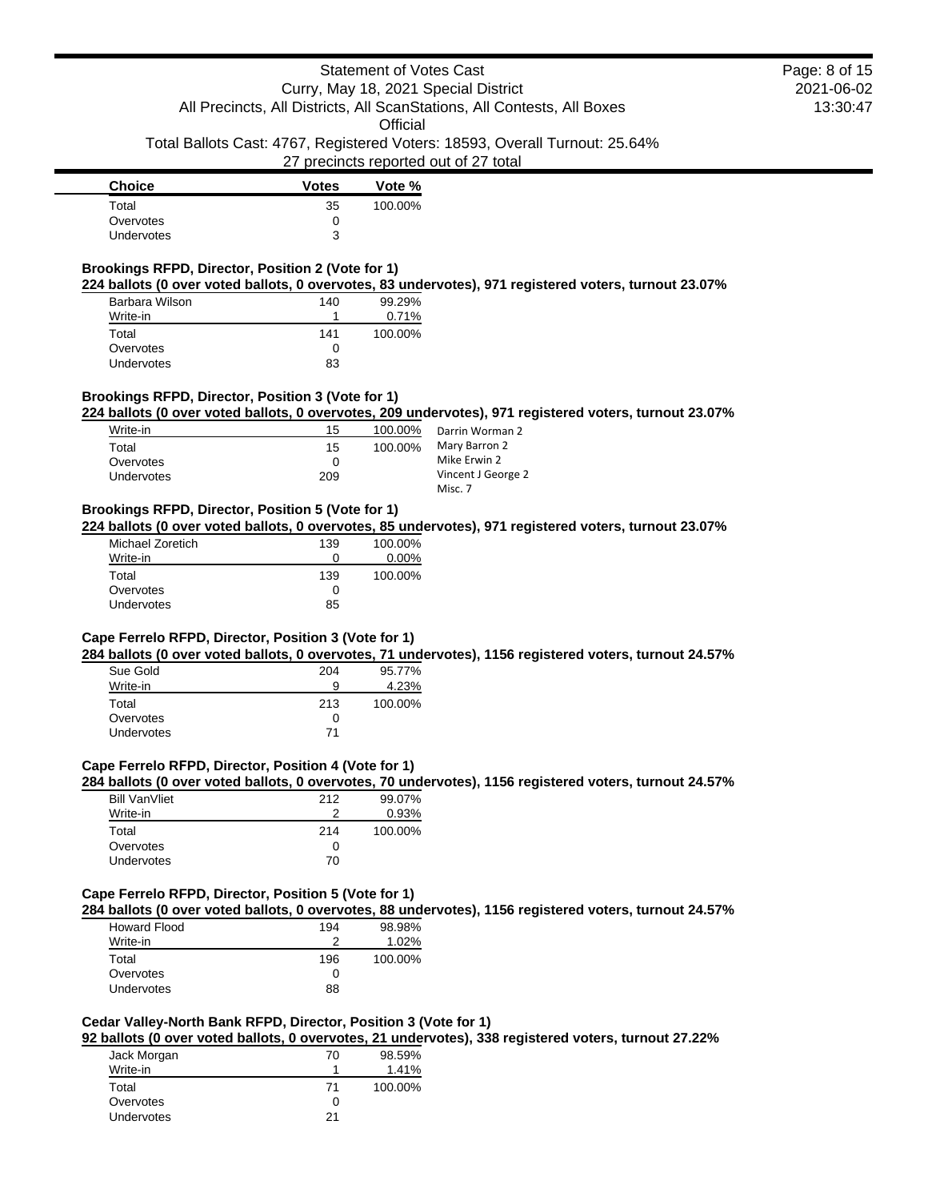| Choice | Votes | Vote % |
| --- | --- | --- |
| Total | 35 | 100.00% |
| Overvotes | 0 | |
| Undervotes | 3 | |

### Brookings RFPD, Director, Position 2 (Vote for 1)

**224 ballots (0 over voted ballots, 0 overvotes, 83 undervotes), 971 registered voters, turnout 23.07%**

| Choice | Votes | Vote % |
| --- | --- | --- |
| Barbara Wilson | 140 | 99.29% |
| Write-in | 1 | 0.71% |
| Total | 141 | 100.00% |
| Overvotes | 0 | |
| Undervotes | 83 | |

### Brookings RFPD, Director, Position 3 (Vote for 1)

**224 ballots (0 over voted ballots, 0 overvotes, 209 undervotes), 971 registered voters, turnout 23.07%**

| Choice | Votes | Vote % |
| --- | --- | --- |
| Write-in | 15 | 100.00% |
| Total | 15 | 100.00% |
| Overvotes | 0 | |
| Undervotes | 209 | |

Darrin Worman 2
Mary Barron 2
Mike Erwin 2
Vincent J George 2
Misc. 7

### Brookings RFPD, Director, Position 5 (Vote for 1)

**224 ballots (0 over voted ballots, 0 overvotes, 85 undervotes), 971 registered voters, turnout 23.07%**

| Choice | Votes | Vote % |
| --- | --- | --- |
| Michael Zoretich | 139 | 100.00% |
| Write-in | 0 | 0.00% |
| Total | 139 | 100.00% |
| Overvotes | 0 | |
| Undervotes | 85 | |

### Cape Ferrelo RFPD, Director, Position 3 (Vote for 1)

**284 ballots (0 over voted ballots, 0 overvotes, 71 undervotes), 1156 registered voters, turnout 24.57%**

| Choice | Votes | Vote % |
| --- | --- | --- |
| Sue Gold | 204 | 95.77% |
| Write-in | 9 | 4.23% |
| Total | 213 | 100.00% |
| Overvotes | 0 | |
| Undervotes | 71 | |

### Cape Ferrelo RFPD, Director, Position 4 (Vote for 1)

**284 ballots (0 over voted ballots, 0 overvotes, 70 undervotes), 1156 registered voters, turnout 24.57%**

| Choice | Votes | Vote % |
| --- | --- | --- |
| Bill VanVliet | 212 | 99.07% |
| Write-in | 2 | 0.93% |
| Total | 214 | 100.00% |
| Overvotes | 0 | |
| Undervotes | 70 | |

### Cape Ferrelo RFPD, Director, Position 5 (Vote for 1)

**284 ballots (0 over voted ballots, 0 overvotes, 88 undervotes), 1156 registered voters, turnout 24.57%**

| Choice | Votes | Vote % |
| --- | --- | --- |
| Howard Flood | 194 | 98.98% |
| Write-in | 2 | 1.02% |
| Total | 196 | 100.00% |
| Overvotes | 0 | |
| Undervotes | 88 | |

### Cedar Valley-North Bank RFPD, Director, Position 3 (Vote for 1)

**92 ballots (0 over voted ballots, 0 overvotes, 21 undervotes), 338 registered voters, turnout 27.22%**

| Choice | Votes | Vote % |
| --- | --- | --- |
| Jack Morgan | 70 | 98.59% |
| Write-in | 1 | 1.41% |
| Total | 71 | 100.00% |
| Overvotes | 0 | |
| Undervotes | 21 | |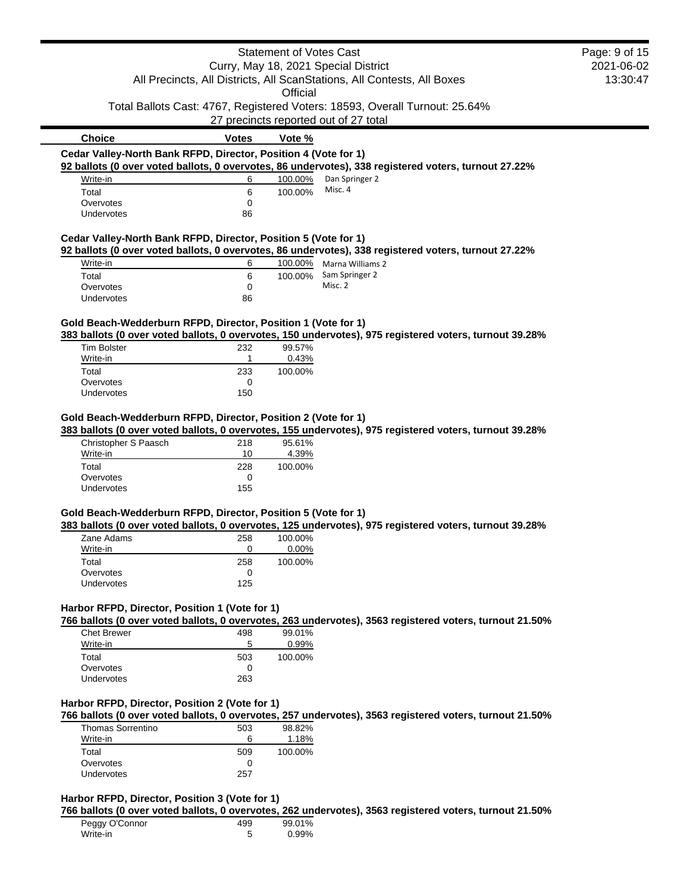# Statement of Votes Cast

Curry, May 18, 2021 Special District

All Precincts, All Districts, All ScanStations, All Contests, All Boxes

Official

Total Ballots Cast: 4767, Registered Voters: 18593, Overall Turnout: 25.64%

27 precincts reported out of 27 total

| Choice | Votes | Vote % |
|---|---|---|

### Cedar Valley-North Bank RFPD, Director, Position 4 (Vote for 1)

**92 ballots (0 over voted ballots, 0 overvotes, 86 undervotes), 338 registered voters, turnout 27.22%**

| Choice | Votes | Vote % | |
|---|---|---|---|
| Write-in | 6 | 100.00% | Dan Springer 2 |
| Total | 6 | 100.00% | Misc. 4 |
| Overvotes | 0 | | |
| Undervotes | 86 | | |

### Cedar Valley-North Bank RFPD, Director, Position 5 (Vote for 1)

**92 ballots (0 over voted ballots, 0 overvotes, 86 undervotes), 338 registered voters, turnout 27.22%**

| Choice | Votes | Vote % | |
|---|---|---|---|
| Write-in | 6 | 100.00% | Marna Williams 2 |
| Total | 6 | 100.00% | Sam Springer 2 |
| Overvotes | 0 | | Misc. 2 |
| Undervotes | 86 | | |

### Gold Beach-Wedderburn RFPD, Director, Position 1 (Vote for 1)

**383 ballots (0 over voted ballots, 0 overvotes, 150 undervotes), 975 registered voters, turnout 39.28%**

| Choice | Votes | Vote % |
|---|---|---|
| Tim Bolster | 232 | 99.57% |
| Write-in | 1 | 0.43% |
| Total | 233 | 100.00% |
| Overvotes | 0 | |
| Undervotes | 150 | |

### Gold Beach-Wedderburn RFPD, Director, Position 2 (Vote for 1)

**383 ballots (0 over voted ballots, 0 overvotes, 155 undervotes), 975 registered voters, turnout 39.28%**

| Choice | Votes | Vote % |
|---|---|---|
| Christopher S Paasch | 218 | 95.61% |
| Write-in | 10 | 4.39% |
| Total | 228 | 100.00% |
| Overvotes | 0 | |
| Undervotes | 155 | |

### Gold Beach-Wedderburn RFPD, Director, Position 5 (Vote for 1)

**383 ballots (0 over voted ballots, 0 overvotes, 125 undervotes), 975 registered voters, turnout 39.28%**

| Choice | Votes | Vote % |
|---|---|---|
| Zane Adams | 258 | 100.00% |
| Write-in | 0 | 0.00% |
| Total | 258 | 100.00% |
| Overvotes | 0 | |
| Undervotes | 125 | |

### Harbor RFPD, Director, Position 1 (Vote for 1)

**766 ballots (0 over voted ballots, 0 overvotes, 263 undervotes), 3563 registered voters, turnout 21.50%**

| Choice | Votes | Vote % |
|---|---|---|
| Chet Brewer | 498 | 99.01% |
| Write-in | 5 | 0.99% |
| Total | 503 | 100.00% |
| Overvotes | 0 | |
| Undervotes | 263 | |

### Harbor RFPD, Director, Position 2 (Vote for 1)

**766 ballots (0 over voted ballots, 0 overvotes, 257 undervotes), 3563 registered voters, turnout 21.50%**

| Choice | Votes | Vote % |
|---|---|---|
| Thomas Sorrentino | 503 | 98.82% |
| Write-in | 6 | 1.18% |
| Total | 509 | 100.00% |
| Overvotes | 0 | |
| Undervotes | 257 | |

### Harbor RFPD, Director, Position 3 (Vote for 1)

**766 ballots (0 over voted ballots, 0 overvotes, 262 undervotes), 3563 registered voters, turnout 21.50%**

| Choice | Votes | Vote % |
|---|---|---|
| Peggy O'Connor | 499 | 99.01% |
| Write-in | 5 | 0.99% |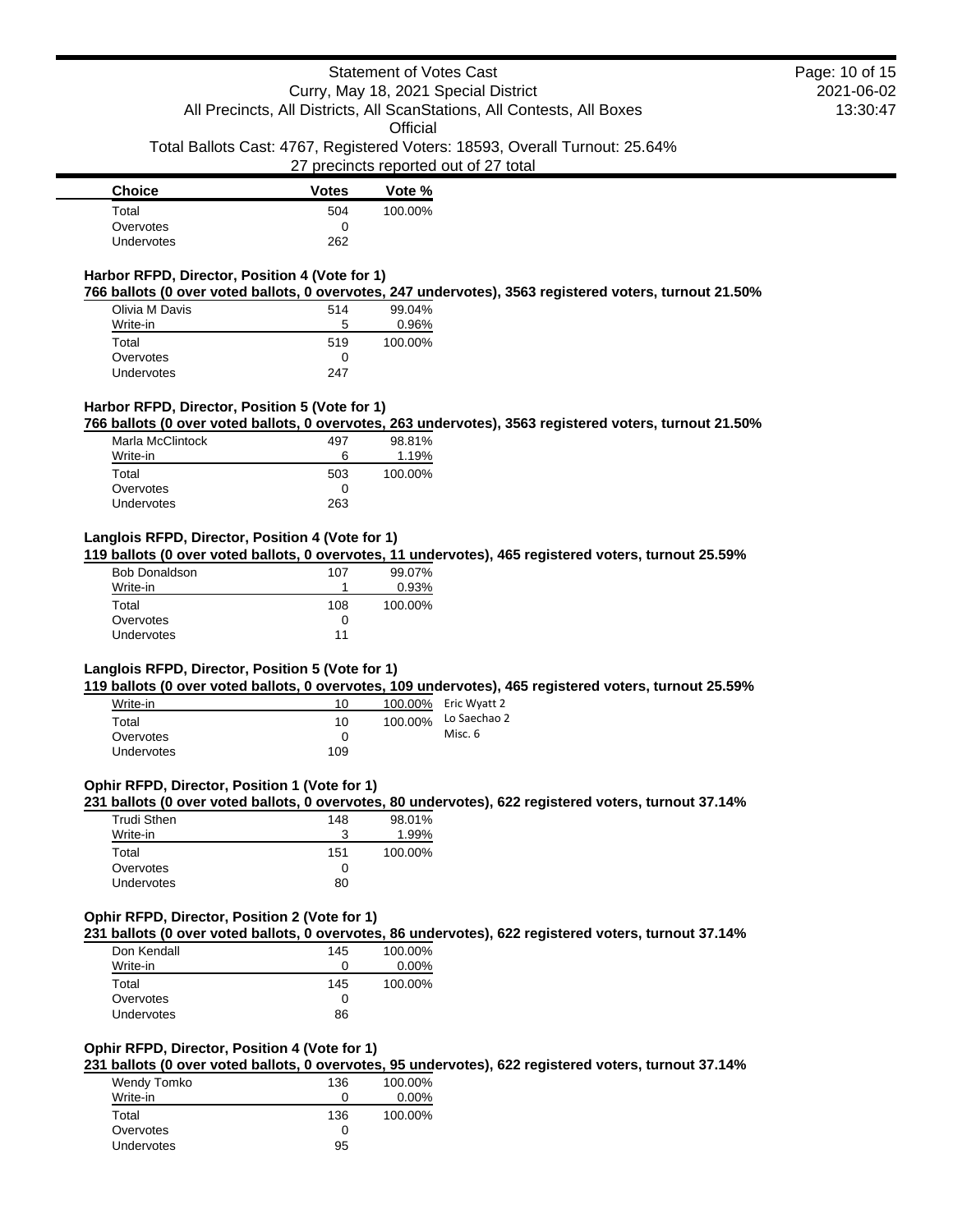| Choice | Votes | Vote % |
|---|---|---|
| Total | 504 | 100.00% |
| Overvotes | 0 | |
| Undervotes | 262 | |

### Harbor RFPD, Director, Position 4 (Vote for 1)

**766 ballots (0 over voted ballots, 0 overvotes, 247 undervotes), 3563 registered voters, turnout 21.50%**

| Choice | Votes | Vote % |
|---|---|---|
| Olivia M Davis | 514 | 99.04% |
| Write-in | 5 | 0.96% |
| Total | 519 | 100.00% |
| Overvotes | 0 | |
| Undervotes | 247 | |

### Harbor RFPD, Director, Position 5 (Vote for 1)

**766 ballots (0 over voted ballots, 0 overvotes, 263 undervotes), 3563 registered voters, turnout 21.50%**

| Choice | Votes | Vote % |
|---|---|---|
| Marla McClintock | 497 | 98.81% |
| Write-in | 6 | 1.19% |
| Total | 503 | 100.00% |
| Overvotes | 0 | |
| Undervotes | 263 | |

### Langlois RFPD, Director, Position 4 (Vote for 1)

**119 ballots (0 over voted ballots, 0 overvotes, 11 undervotes), 465 registered voters, turnout 25.59%**

| Choice | Votes | Vote % |
|---|---|---|
| Bob Donaldson | 107 | 99.07% |
| Write-in | 1 | 0.93% |
| Total | 108 | 100.00% |
| Overvotes | 0 | |
| Undervotes | 11 | |

### Langlois RFPD, Director, Position 5 (Vote for 1)

**119 ballots (0 over voted ballots, 0 overvotes, 109 undervotes), 465 registered voters, turnout 25.59%**

| Choice | Votes | Vote % | |
|---|---|---|---|
| Write-in | 10 | 100.00% | Eric Wyatt 2 |
| Total | 10 | 100.00% | Lo Saechao 2 |
| Overvotes | 0 | | Misc. 6 |
| Undervotes | 109 | | |

### Ophir RFPD, Director, Position 1 (Vote for 1)

**231 ballots (0 over voted ballots, 0 overvotes, 80 undervotes), 622 registered voters, turnout 37.14%**

| Choice | Votes | Vote % |
|---|---|---|
| Trudi Sthen | 148 | 98.01% |
| Write-in | 3 | 1.99% |
| Total | 151 | 100.00% |
| Overvotes | 0 | |
| Undervotes | 80 | |

### Ophir RFPD, Director, Position 2 (Vote for 1)

**231 ballots (0 over voted ballots, 0 overvotes, 86 undervotes), 622 registered voters, turnout 37.14%**

| Choice | Votes | Vote % |
|---|---|---|
| Don Kendall | 145 | 100.00% |
| Write-in | 0 | 0.00% |
| Total | 145 | 100.00% |
| Overvotes | 0 | |
| Undervotes | 86 | |

### Ophir RFPD, Director, Position 4 (Vote for 1)

**231 ballots (0 over voted ballots, 0 overvotes, 95 undervotes), 622 registered voters, turnout 37.14%**

| Choice | Votes | Vote % |
|---|---|---|
| Wendy Tomko | 136 | 100.00% |
| Write-in | 0 | 0.00% |
| Total | 136 | 100.00% |
| Overvotes | 0 | |
| Undervotes | 95 | |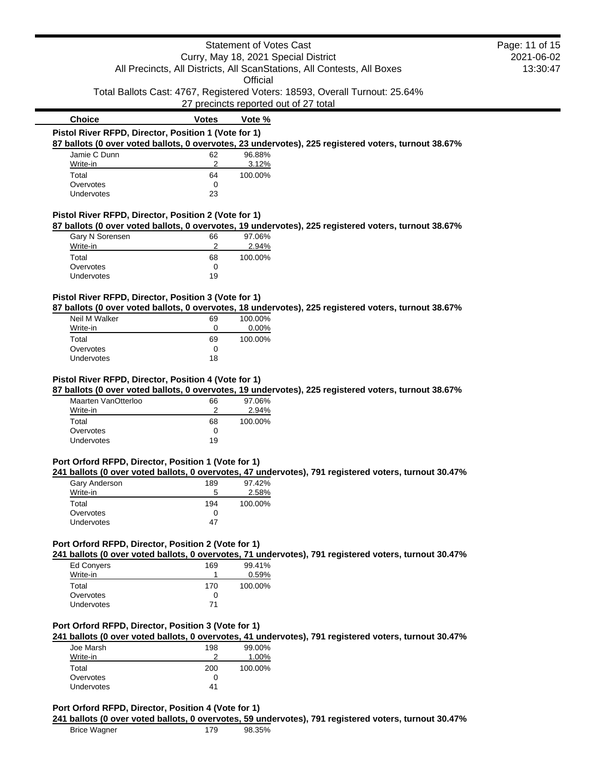Statement of Votes Cast
Curry, May 18, 2021 Special District
All Precincts, All Districts, All ScanStations, All Contests, All Boxes
Official
Total Ballots Cast: 4767, Registered Voters: 18593, Overall Turnout: 25.64%
27 precincts reported out of 27 total

| Choice | Votes | Vote % |
|---|---|---|

**Pistol River RFPD, Director, Position 1 (Vote for 1)**

**87 ballots (0 over voted ballots, 0 overvotes, 23 undervotes), 225 registered voters, turnout 38.67%**

| Choice | Votes | Vote % |
|---|---|---|
| Jamie C Dunn | 62 | 96.88% |
| Write-in | 2 | 3.12% |
| Total | 64 | 100.00% |
| Overvotes | 0 | |
| Undervotes | 23 | |

**Pistol River RFPD, Director, Position 2 (Vote for 1)**

**87 ballots (0 over voted ballots, 0 overvotes, 19 undervotes), 225 registered voters, turnout 38.67%**

| Choice | Votes | Vote % |
|---|---|---|
| Gary N Sorensen | 66 | 97.06% |
| Write-in | 2 | 2.94% |
| Total | 68 | 100.00% |
| Overvotes | 0 | |
| Undervotes | 19 | |

**Pistol River RFPD, Director, Position 3 (Vote for 1)**

**87 ballots (0 over voted ballots, 0 overvotes, 18 undervotes), 225 registered voters, turnout 38.67%**

| Choice | Votes | Vote % |
|---|---|---|
| Neil M Walker | 69 | 100.00% |
| Write-in | 0 | 0.00% |
| Total | 69 | 100.00% |
| Overvotes | 0 | |
| Undervotes | 18 | |

**Pistol River RFPD, Director, Position 4 (Vote for 1)**

**87 ballots (0 over voted ballots, 0 overvotes, 19 undervotes), 225 registered voters, turnout 38.67%**

| Choice | Votes | Vote % |
|---|---|---|
| Maarten VanOtterloo | 66 | 97.06% |
| Write-in | 2 | 2.94% |
| Total | 68 | 100.00% |
| Overvotes | 0 | |
| Undervotes | 19 | |

**Port Orford RFPD, Director, Position 1 (Vote for 1)**

**241 ballots (0 over voted ballots, 0 overvotes, 47 undervotes), 791 registered voters, turnout 30.47%**

| Choice | Votes | Vote % |
|---|---|---|
| Gary Anderson | 189 | 97.42% |
| Write-in | 5 | 2.58% |
| Total | 194 | 100.00% |
| Overvotes | 0 | |
| Undervotes | 47 | |

**Port Orford RFPD, Director, Position 2 (Vote for 1)**

**241 ballots (0 over voted ballots, 0 overvotes, 71 undervotes), 791 registered voters, turnout 30.47%**

| Choice | Votes | Vote % |
|---|---|---|
| Ed Conyers | 169 | 99.41% |
| Write-in | 1 | 0.59% |
| Total | 170 | 100.00% |
| Overvotes | 0 | |
| Undervotes | 71 | |

**Port Orford RFPD, Director, Position 3 (Vote for 1)**

**241 ballots (0 over voted ballots, 0 overvotes, 41 undervotes), 791 registered voters, turnout 30.47%**

| Choice | Votes | Vote % |
|---|---|---|
| Joe Marsh | 198 | 99.00% |
| Write-in | 2 | 1.00% |
| Total | 200 | 100.00% |
| Overvotes | 0 | |
| Undervotes | 41 | |

**Port Orford RFPD, Director, Position 4 (Vote for 1)**

**241 ballots (0 over voted ballots, 0 overvotes, 59 undervotes), 791 registered voters, turnout 30.47%**

| Choice | Votes | Vote % |
|---|---|---|
| Brice Wagner | 179 | 98.35% |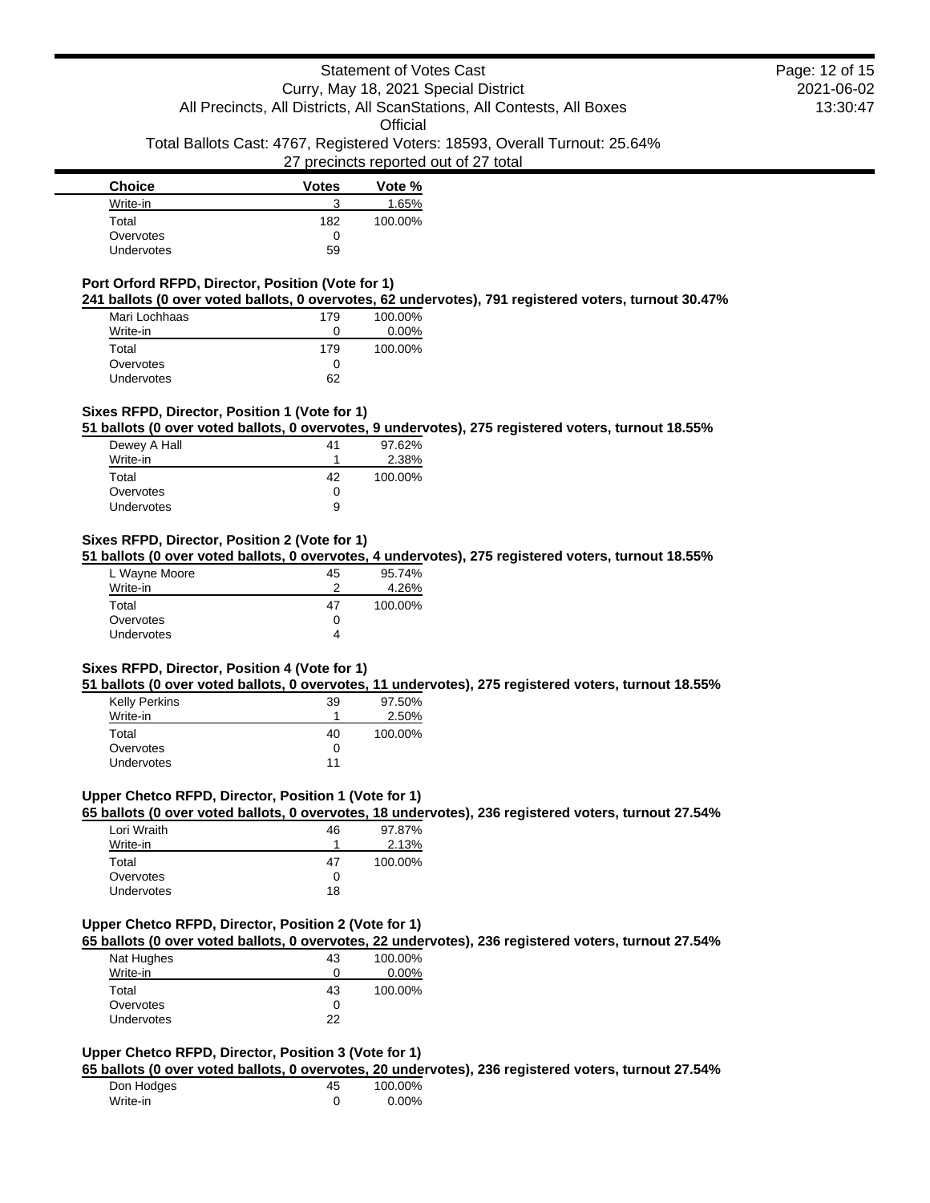| Choice | Votes | Vote % |
|---|---|---|
| Write-in | 3 | 1.65% |
| Total | 182 | 100.00% |
| Overvotes | 0 | |
| Undervotes | 59 | |

### Port Orford RFPD, Director, Position (Vote for 1)

**241 ballots (0 over voted ballots, 0 overvotes, 62 undervotes), 791 registered voters, turnout 30.47%**

| Choice | Votes | Vote % |
|---|---|---|
| Mari Lochhaas | 179 | 100.00% |
| Write-in | 0 | 0.00% |
| Total | 179 | 100.00% |
| Overvotes | 0 | |
| Undervotes | 62 | |

### Sixes RFPD, Director, Position 1 (Vote for 1)

**51 ballots (0 over voted ballots, 0 overvotes, 9 undervotes), 275 registered voters, turnout 18.55%**

| Choice | Votes | Vote % |
|---|---|---|
| Dewey A Hall | 41 | 97.62% |
| Write-in | 1 | 2.38% |
| Total | 42 | 100.00% |
| Overvotes | 0 | |
| Undervotes | 9 | |

### Sixes RFPD, Director, Position 2 (Vote for 1)

**51 ballots (0 over voted ballots, 0 overvotes, 4 undervotes), 275 registered voters, turnout 18.55%**

| Choice | Votes | Vote % |
|---|---|---|
| L Wayne Moore | 45 | 95.74% |
| Write-in | 2 | 4.26% |
| Total | 47 | 100.00% |
| Overvotes | 0 | |
| Undervotes | 4 | |

### Sixes RFPD, Director, Position 4 (Vote for 1)

**51 ballots (0 over voted ballots, 0 overvotes, 11 undervotes), 275 registered voters, turnout 18.55%**

| Choice | Votes | Vote % |
|---|---|---|
| Kelly Perkins | 39 | 97.50% |
| Write-in | 1 | 2.50% |
| Total | 40 | 100.00% |
| Overvotes | 0 | |
| Undervotes | 11 | |

### Upper Chetco RFPD, Director, Position 1 (Vote for 1)

**65 ballots (0 over voted ballots, 0 overvotes, 18 undervotes), 236 registered voters, turnout 27.54%**

| Choice | Votes | Vote % |
|---|---|---|
| Lori Wraith | 46 | 97.87% |
| Write-in | 1 | 2.13% |
| Total | 47 | 100.00% |
| Overvotes | 0 | |
| Undervotes | 18 | |

### Upper Chetco RFPD, Director, Position 2 (Vote for 1)

**65 ballots (0 over voted ballots, 0 overvotes, 22 undervotes), 236 registered voters, turnout 27.54%**

| Choice | Votes | Vote % |
|---|---|---|
| Nat Hughes | 43 | 100.00% |
| Write-in | 0 | 0.00% |
| Total | 43 | 100.00% |
| Overvotes | 0 | |
| Undervotes | 22 | |

### Upper Chetco RFPD, Director, Position 3 (Vote for 1)

**65 ballots (0 over voted ballots, 0 overvotes, 20 undervotes), 236 registered voters, turnout 27.54%**

| Choice | Votes | Vote % |
|---|---|---|
| Don Hodges | 45 | 100.00% |
| Write-in | 0 | 0.00% |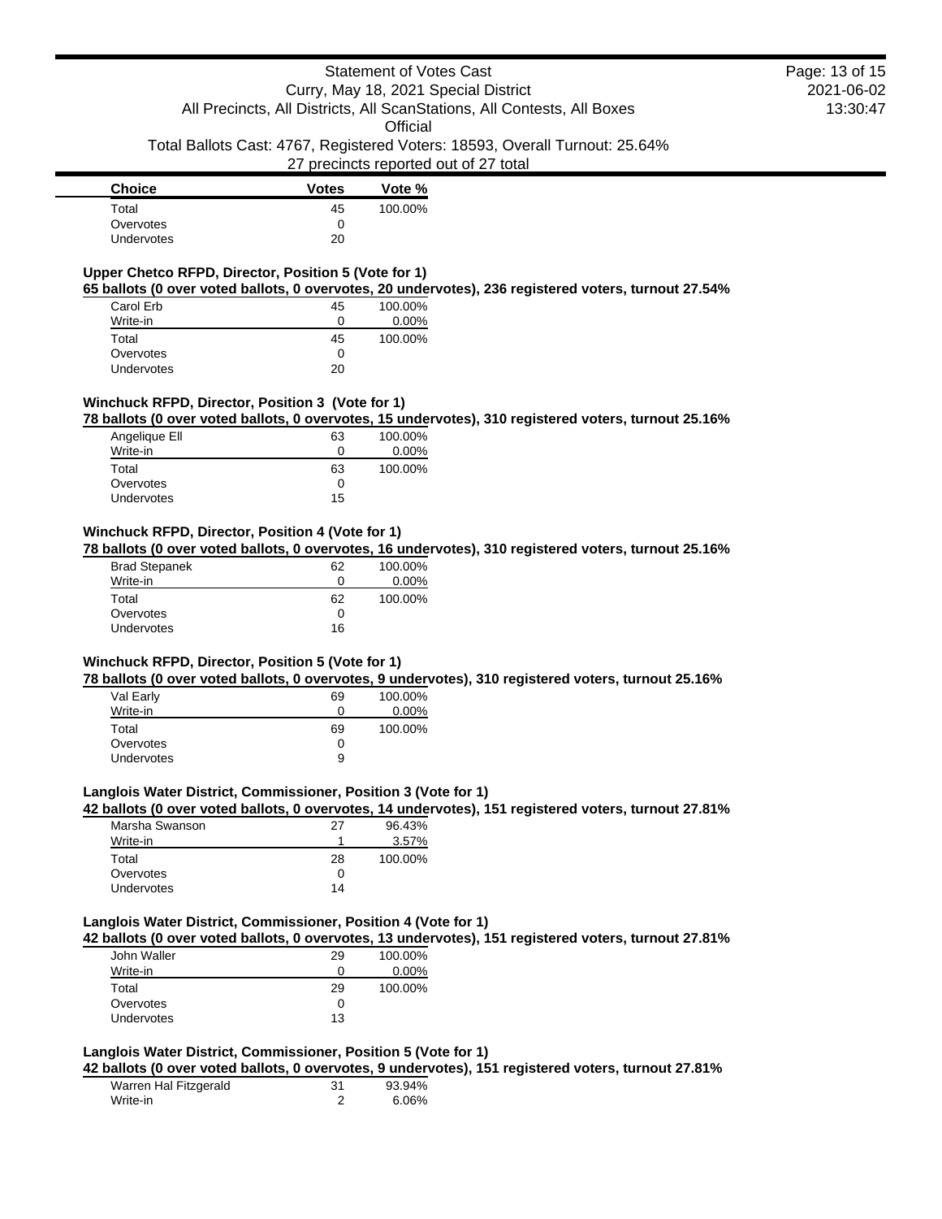| Choice | Votes | Vote % |
|---|---|---|
| Total | 45 | 100.00% |
| Overvotes | 0 | |
| Undervotes | 20 | |

**Upper Chetco RFPD, Director, Position 5 (Vote for 1)**

**65 ballots (0 over voted ballots, 0 overvotes, 20 undervotes), 236 registered voters, turnout 27.54%**

| Choice | Votes | Vote % |
|---|---|---|
| Carol Erb | 45 | 100.00% |
| Write-in | 0 | 0.00% |
| Total | 45 | 100.00% |
| Overvotes | 0 | |
| Undervotes | 20 | |

**Winchuck RFPD, Director, Position 3 (Vote for 1)**

**78 ballots (0 over voted ballots, 0 overvotes, 15 undervotes), 310 registered voters, turnout 25.16%**

| Choice | Votes | Vote % |
|---|---|---|
| Angelique Ell | 63 | 100.00% |
| Write-in | 0 | 0.00% |
| Total | 63 | 100.00% |
| Overvotes | 0 | |
| Undervotes | 15 | |

**Winchuck RFPD, Director, Position 4 (Vote for 1)**

**78 ballots (0 over voted ballots, 0 overvotes, 16 undervotes), 310 registered voters, turnout 25.16%**

| Choice | Votes | Vote % |
|---|---|---|
| Brad Stepanek | 62 | 100.00% |
| Write-in | 0 | 0.00% |
| Total | 62 | 100.00% |
| Overvotes | 0 | |
| Undervotes | 16 | |

**Winchuck RFPD, Director, Position 5 (Vote for 1)**

**78 ballots (0 over voted ballots, 0 overvotes, 9 undervotes), 310 registered voters, turnout 25.16%**

| Choice | Votes | Vote % |
|---|---|---|
| Val Early | 69 | 100.00% |
| Write-in | 0 | 0.00% |
| Total | 69 | 100.00% |
| Overvotes | 0 | |
| Undervotes | 9 | |

**Langlois Water District, Commissioner, Position 3 (Vote for 1)**

**42 ballots (0 over voted ballots, 0 overvotes, 14 undervotes), 151 registered voters, turnout 27.81%**

| Choice | Votes | Vote % |
|---|---|---|
| Marsha Swanson | 27 | 96.43% |
| Write-in | 1 | 3.57% |
| Total | 28 | 100.00% |
| Overvotes | 0 | |
| Undervotes | 14 | |

**Langlois Water District, Commissioner, Position 4 (Vote for 1)**

**42 ballots (0 over voted ballots, 0 overvotes, 13 undervotes), 151 registered voters, turnout 27.81%**

| Choice | Votes | Vote % |
|---|---|---|
| John Waller | 29 | 100.00% |
| Write-in | 0 | 0.00% |
| Total | 29 | 100.00% |
| Overvotes | 0 | |
| Undervotes | 13 | |

**Langlois Water District, Commissioner, Position 5 (Vote for 1)**

**42 ballots (0 over voted ballots, 0 overvotes, 9 undervotes), 151 registered voters, turnout 27.81%**

| Choice | Votes | Vote % |
|---|---|---|
| Warren Hal Fitzgerald | 31 | 93.94% |
| Write-in | 2 | 6.06% |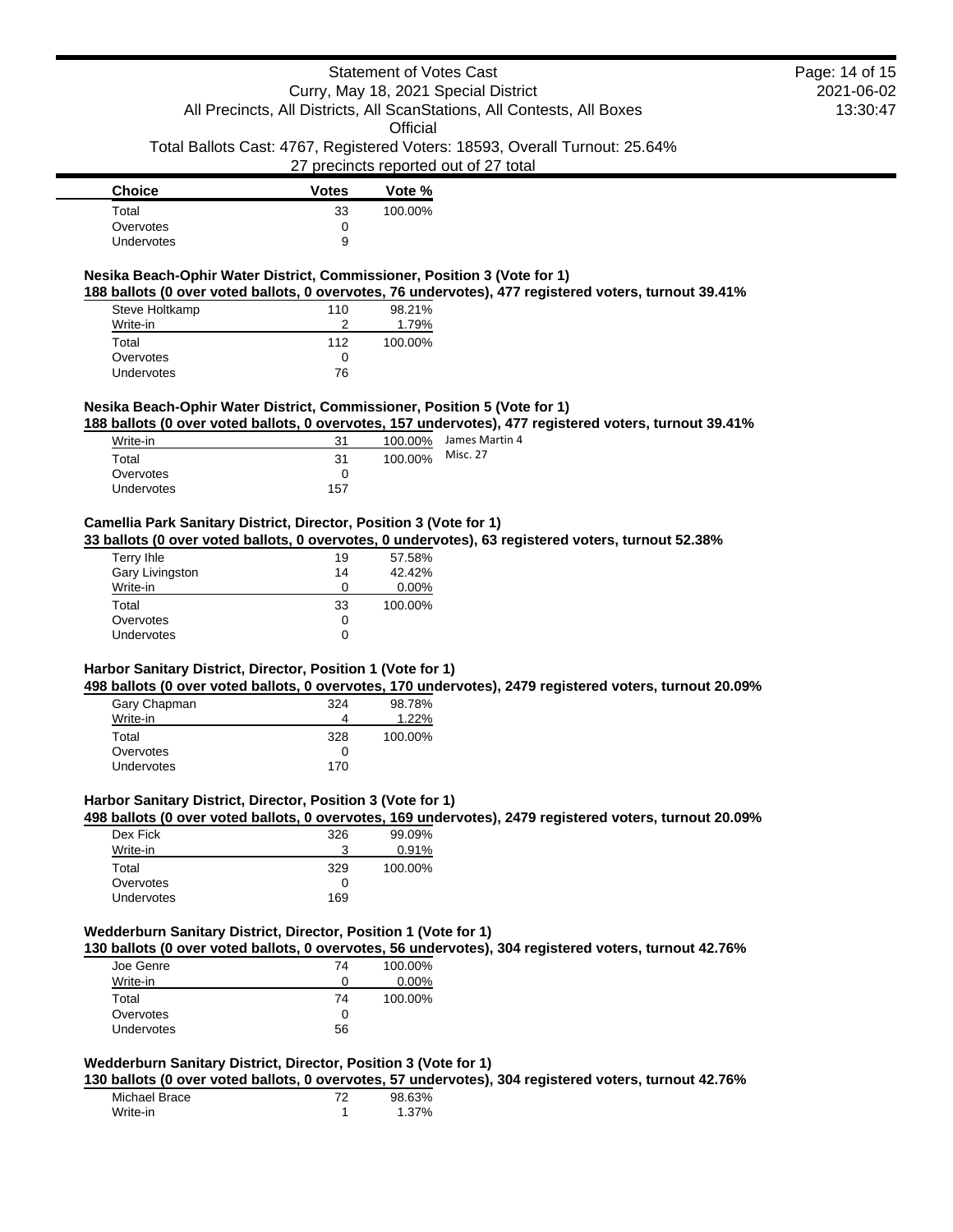| Choice | Votes | Vote % |
|---|---|---|
| Total | 33 | 100.00% |
| Overvotes | 0 | |
| Undervotes | 9 | |

### Nesika Beach-Ophir Water District, Commissioner, Position 3 (Vote for 1)

**188 ballots (0 over voted ballots, 0 overvotes, 76 undervotes), 477 registered voters, turnout 39.41%**

| Choice | Votes | Vote % |
|---|---|---|
| Steve Holtkamp | 110 | 98.21% |
| Write-in | 2 | 1.79% |
| Total | 112 | 100.00% |
| Overvotes | 0 | |
| Undervotes | 76 | |

### Nesika Beach-Ophir Water District, Commissioner, Position 5 (Vote for 1)

**188 ballots (0 over voted ballots, 0 overvotes, 157 undervotes), 477 registered voters, turnout 39.41%**

| Choice | Votes | Vote % | |
|---|---|---|---|
| Write-in | 31 | 100.00% | James Martin 4 |
| Total | 31 | 100.00% | Misc. 27 |
| Overvotes | 0 | | |
| Undervotes | 157 | | |

### Camellia Park Sanitary District, Director, Position 3 (Vote for 1)

**33 ballots (0 over voted ballots, 0 overvotes, 0 undervotes), 63 registered voters, turnout 52.38%**

| Choice | Votes | Vote % |
|---|---|---|
| Terry Ihle | 19 | 57.58% |
| Gary Livingston | 14 | 42.42% |
| Write-in | 0 | 0.00% |
| Total | 33 | 100.00% |
| Overvotes | 0 | |
| Undervotes | 0 | |

### Harbor Sanitary District, Director, Position 1 (Vote for 1)

**498 ballots (0 over voted ballots, 0 overvotes, 170 undervotes), 2479 registered voters, turnout 20.09%**

| Choice | Votes | Vote % |
|---|---|---|
| Gary Chapman | 324 | 98.78% |
| Write-in | 4 | 1.22% |
| Total | 328 | 100.00% |
| Overvotes | 0 | |
| Undervotes | 170 | |

### Harbor Sanitary District, Director, Position 3 (Vote for 1)

**498 ballots (0 over voted ballots, 0 overvotes, 169 undervotes), 2479 registered voters, turnout 20.09%**

| Choice | Votes | Vote % |
|---|---|---|
| Dex Fick | 326 | 99.09% |
| Write-in | 3 | 0.91% |
| Total | 329 | 100.00% |
| Overvotes | 0 | |
| Undervotes | 169 | |

### Wedderburn Sanitary District, Director, Position 1 (Vote for 1)

**130 ballots (0 over voted ballots, 0 overvotes, 56 undervotes), 304 registered voters, turnout 42.76%**

| Choice | Votes | Vote % |
|---|---|---|
| Joe Genre | 74 | 100.00% |
| Write-in | 0 | 0.00% |
| Total | 74 | 100.00% |
| Overvotes | 0 | |
| Undervotes | 56 | |

### Wedderburn Sanitary District, Director, Position 3 (Vote for 1)

**130 ballots (0 over voted ballots, 0 overvotes, 57 undervotes), 304 registered voters, turnout 42.76%**

| Choice | Votes | Vote % |
|---|---|---|
| Michael Brace | 72 | 98.63% |
| Write-in | 1 | 1.37% |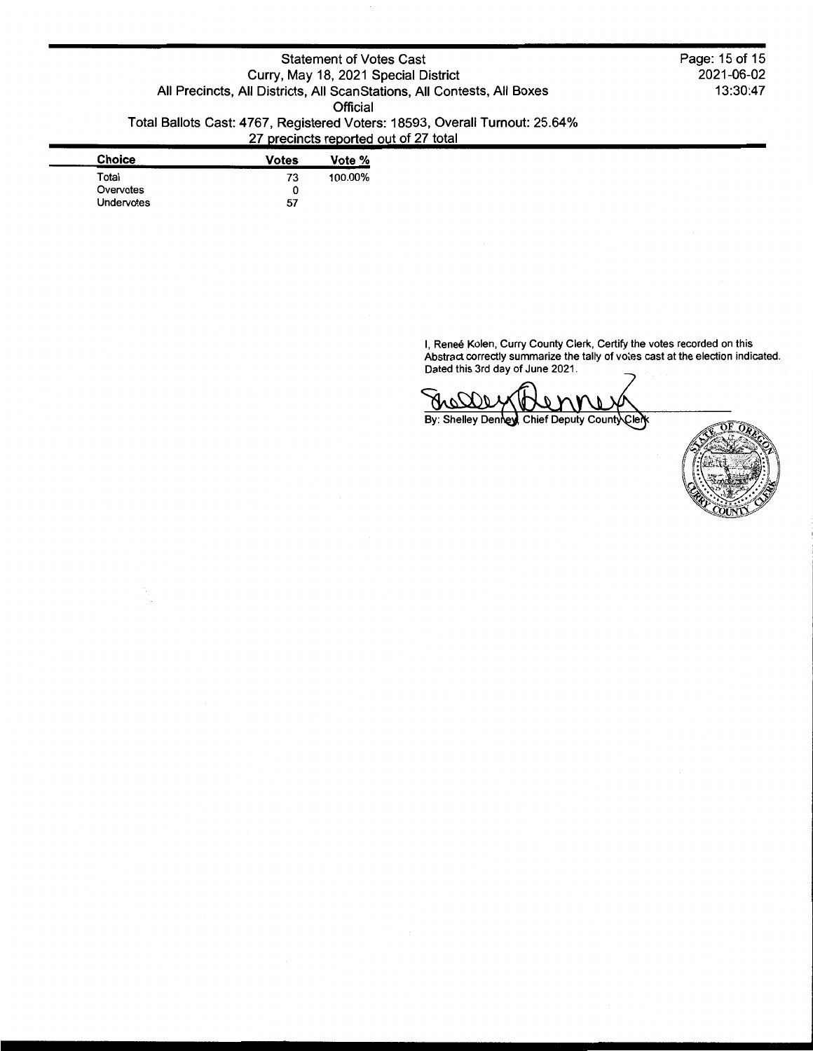Statement of Votes Cast
Curry, May 18, 2021 Special District
All Precincts, All Districts, All ScanStations, All Contests, All Boxes
Official
Total Ballots Cast: 4767, Registered Voters: 18593, Overall Turnout: 25.64%
27 precincts reported out of 27 total

| Choice | Votes | Vote % |
|---|---|---|
| Total | 73 | 100.00% |
| Overvotes | 0 | |
| Undervotes | 57 | |

I, Reneé Kolen, Curry County Clerk, Certify the votes recorded on this Abstract correctly summarize the tally of votes cast at the election indicated. Dated this 3rd day of June 2021.

By: Shelley Denney, Chief Deputy County Clerk